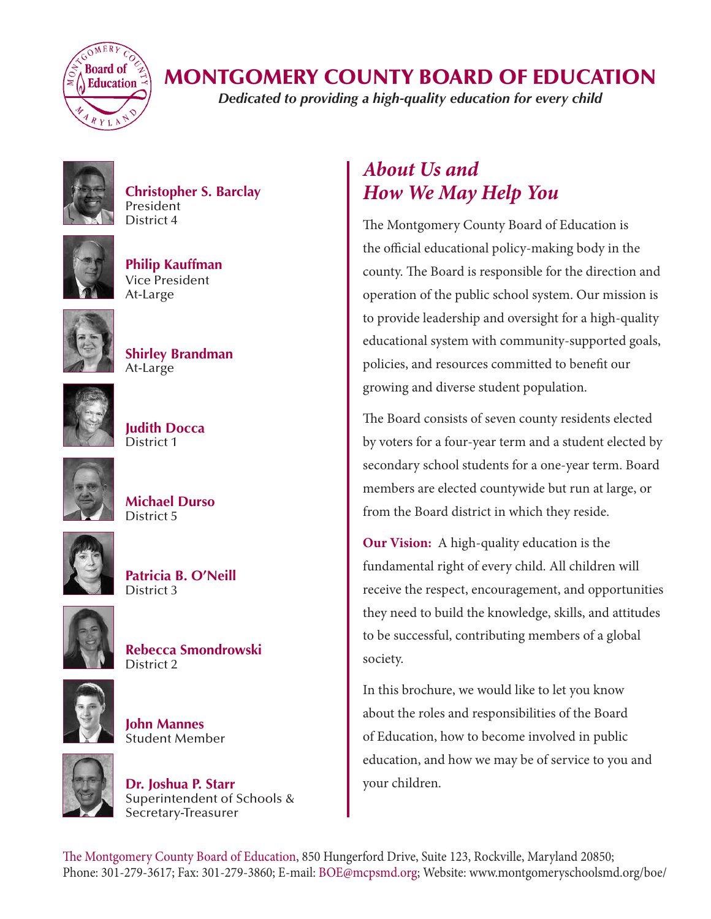# MONTGOMERY COUNTY BOARD OF EDUCATION

***Dedicated to providing a high-quality education for every child***

**Christopher S. Barclay**
President
District 4

**Philip Kauffman**
Vice President
At-Large

**Shirley Brandman**
At-Large

**Judith Docca**
District 1

**Michael Durso**
District 5

**Patricia B. O'Neill**
District 3

**Rebecca Smondrowski**
District 2

**John Mannes**
Student Member

**Dr. Joshua P. Starr**
Superintendent of Schools &
Secretary-Treasurer

## *About Us and How We May Help You*

The Montgomery County Board of Education is the official educational policy-making body in the county. The Board is responsible for the direction and operation of the public school system. Our mission is to provide leadership and oversight for a high-quality educational system with community-supported goals, policies, and resources committed to benefit our growing and diverse student population.

The Board consists of seven county residents elected by voters for a four-year term and a student elected by secondary school students for a one-year term. Board members are elected countywide but run at large, or from the Board district in which they reside.

**Our Vision:** A high-quality education is the fundamental right of every child. All children will receive the respect, encouragement, and opportunities they need to build the knowledge, skills, and attitudes to be successful, contributing members of a global society.

In this brochure, we would like to let you know about the roles and responsibilities of the Board of Education, how to become involved in public education, and how we may be of service to you and your children.

The Montgomery County Board of Education, 850 Hungerford Drive, Suite 123, Rockville, Maryland 20850; Phone: 301-279-3617; Fax: 301-279-3860; E-mail: BOE@mcpsmd.org; Website: www.montgomeryschoolsmd.org/boe/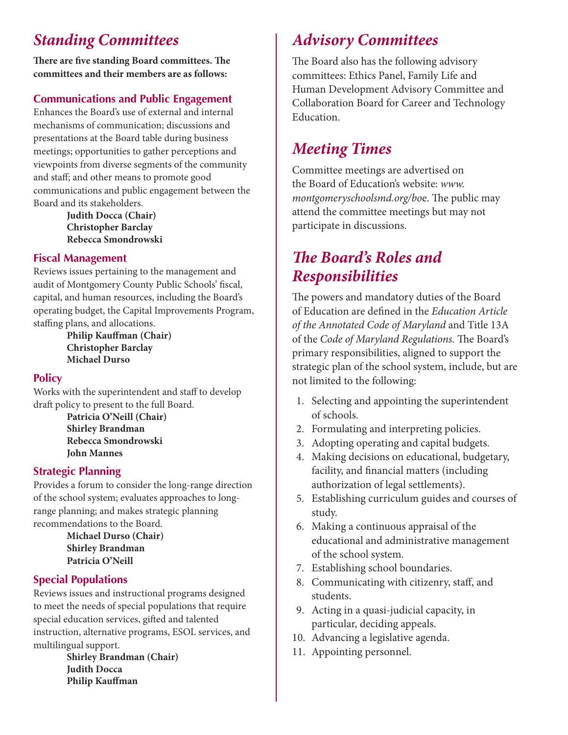## *Standing Committees*

**There are five standing Board committees. The committees and their members are as follows:**

### Communications and Public Engagement

Enhances the Board's use of external and internal mechanisms of communication; discussions and presentations at the Board table during business meetings; opportunities to gather perceptions and viewpoints from diverse segments of the community and staff; and other means to promote good communications and public engagement between the Board and its stakeholders.

**Judith Docca (Chair)**
**Christopher Barclay**
**Rebecca Smondrowski**

### Fiscal Management

Reviews issues pertaining to the management and audit of Montgomery County Public Schools' fiscal, capital, and human resources, including the Board's operating budget, the Capital Improvements Program, staffing plans, and allocations.

**Philip Kauffman (Chair)**
**Christopher Barclay**
**Michael Durso**

### Policy

Works with the superintendent and staff to develop draft policy to present to the full Board.

**Patricia O'Neill (Chair)**
**Shirley Brandman**
**Rebecca Smondrowski**
**John Mannes**

### Strategic Planning

Provides a forum to consider the long-range direction of the school system; evaluates approaches to long-range planning; and makes strategic planning recommendations to the Board.

**Michael Durso (Chair)**
**Shirley Brandman**
**Patricia O'Neill**

### Special Populations

Reviews issues and instructional programs designed to meet the needs of special populations that require special education services, gifted and talented instruction, alternative programs, ESOL services, and multilingual support.

**Shirley Brandman (Chair)**
**Judith Docca**
**Philip Kauffman**

## *Advisory Committees*

The Board also has the following advisory committees: Ethics Panel, Family Life and Human Development Advisory Committee and Collaboration Board for Career and Technology Education.

## *Meeting Times*

Committee meetings are advertised on the Board of Education's website: *www.montgomeryschoolsmd.org/boe*. The public may attend the committee meetings but may not participate in discussions.

## *The Board's Roles and Responsibilities*

The powers and mandatory duties of the Board of Education are defined in the *Education Article of the Annotated Code of Maryland* and Title 13A of the *Code of Maryland Regulations.* The Board's primary responsibilities, aligned to support the strategic plan of the school system, include, but are not limited to the following:

1. Selecting and appointing the superintendent of schools.
2. Formulating and interpreting policies.
3. Adopting operating and capital budgets.
4. Making decisions on educational, budgetary, facility, and financial matters (including authorization of legal settlements).
5. Establishing curriculum guides and courses of study.
6. Making a continuous appraisal of the educational and administrative management of the school system.
7. Establishing school boundaries.
8. Communicating with citizenry, staff, and students.
9. Acting in a quasi-judicial capacity, in particular, deciding appeals.
10. Advancing a legislative agenda.
11. Appointing personnel.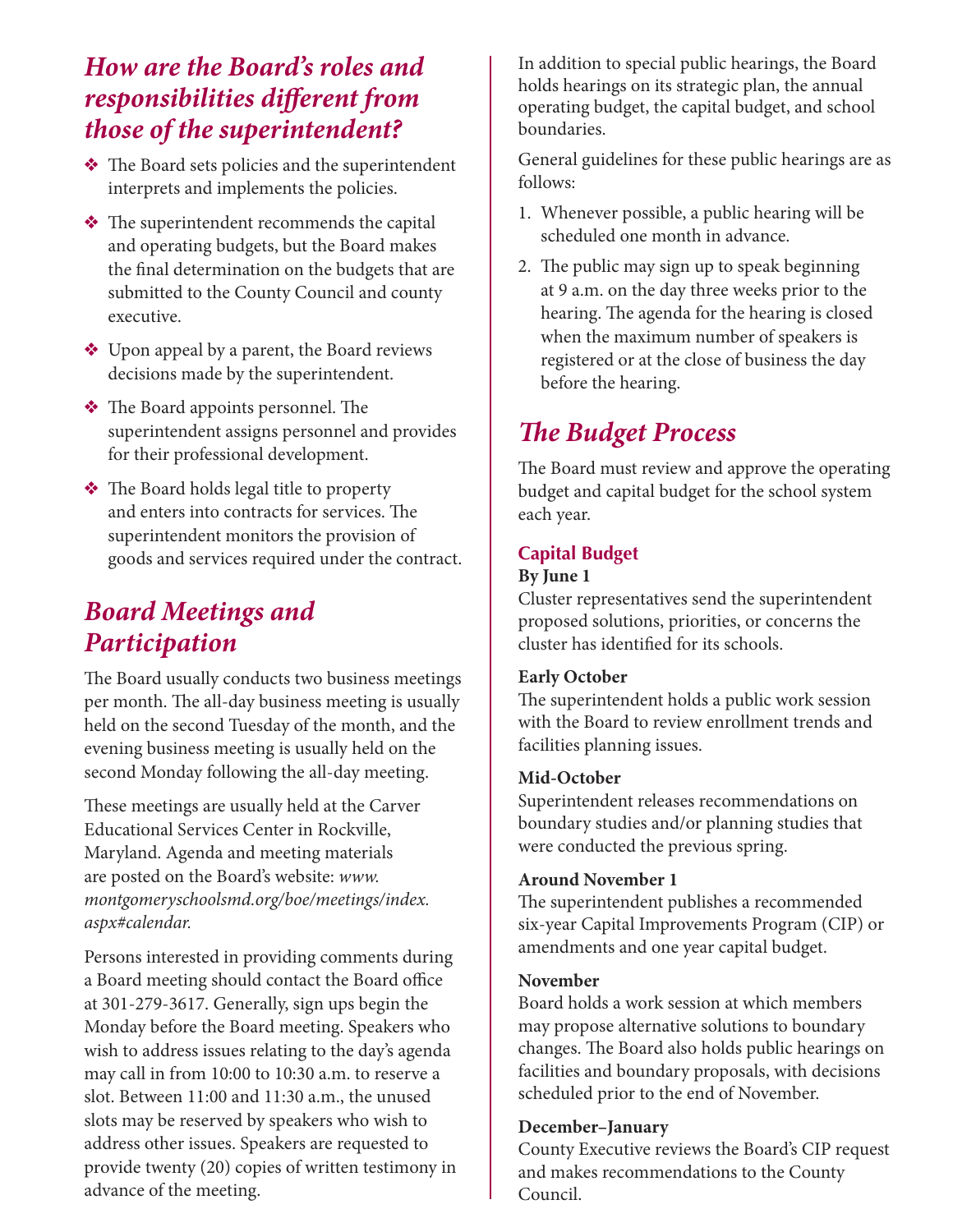## *How are the Board's roles and responsibilities different from those of the superintendent?*

- The Board sets policies and the superintendent interprets and implements the policies.
- The superintendent recommends the capital and operating budgets, but the Board makes the final determination on the budgets that are submitted to the County Council and county executive.
- Upon appeal by a parent, the Board reviews decisions made by the superintendent.
- The Board appoints personnel. The superintendent assigns personnel and provides for their professional development.
- The Board holds legal title to property and enters into contracts for services. The superintendent monitors the provision of goods and services required under the contract.

## *Board Meetings and Participation*

The Board usually conducts two business meetings per month. The all-day business meeting is usually held on the second Tuesday of the month, and the evening business meeting is usually held on the second Monday following the all-day meeting.

These meetings are usually held at the Carver Educational Services Center in Rockville, Maryland. Agenda and meeting materials are posted on the Board's website: *www.montgomeryschoolsmd.org/boe/meetings/index.aspx#calendar.*

Persons interested in providing comments during a Board meeting should contact the Board office at 301-279-3617. Generally, sign ups begin the Monday before the Board meeting. Speakers who wish to address issues relating to the day's agenda may call in from 10:00 to 10:30 a.m. to reserve a slot. Between 11:00 and 11:30 a.m., the unused slots may be reserved by speakers who wish to address other issues. Speakers are requested to provide twenty (20) copies of written testimony in advance of the meeting.

In addition to special public hearings, the Board holds hearings on its strategic plan, the annual operating budget, the capital budget, and school boundaries.

General guidelines for these public hearings are as follows:

1. Whenever possible, a public hearing will be scheduled one month in advance.
2. The public may sign up to speak beginning at 9 a.m. on the day three weeks prior to the hearing. The agenda for the hearing is closed when the maximum number of speakers is registered or at the close of business the day before the hearing.

## *The Budget Process*

The Board must review and approve the operating budget and capital budget for the school system each year.

### Capital Budget

**By June 1**
Cluster representatives send the superintendent proposed solutions, priorities, or concerns the cluster has identified for its schools.

**Early October**
The superintendent holds a public work session with the Board to review enrollment trends and facilities planning issues.

**Mid-October**
Superintendent releases recommendations on boundary studies and/or planning studies that were conducted the previous spring.

**Around November 1**
The superintendent publishes a recommended six-year Capital Improvements Program (CIP) or amendments and one year capital budget.

**November**
Board holds a work session at which members may propose alternative solutions to boundary changes. The Board also holds public hearings on facilities and boundary proposals, with decisions scheduled prior to the end of November.

**December–January**
County Executive reviews the Board's CIP request and makes recommendations to the County Council.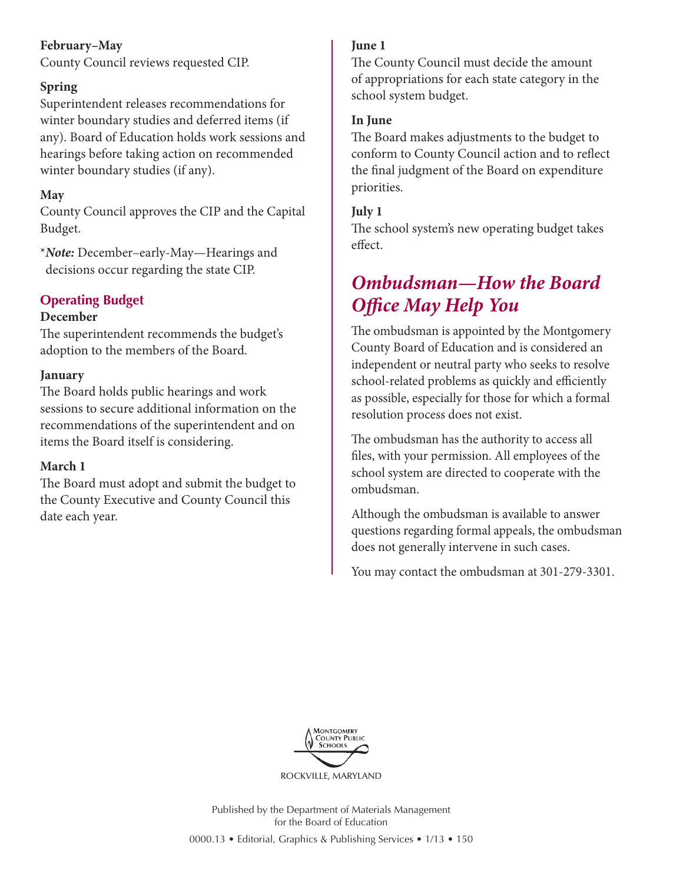**February–May**
County Council reviews requested CIP.

**Spring**
Superintendent releases recommendations for winter boundary studies and deferred items (if any). Board of Education holds work sessions and hearings before taking action on recommended winter boundary studies (if any).

**May**
County Council approves the CIP and the Capital Budget.

**Note:* December–early-May—Hearings and decisions occur regarding the state CIP.

### Operating Budget

**December**
The superintendent recommends the budget's adoption to the members of the Board.

**January**
The Board holds public hearings and work sessions to secure additional information on the recommendations of the superintendent and on items the Board itself is considering.

**March 1**
The Board must adopt and submit the budget to the County Executive and County Council this date each year.

**June 1**
The County Council must decide the amount of appropriations for each state category in the school system budget.

**In June**
The Board makes adjustments to the budget to conform to County Council action and to reflect the final judgment of the Board on expenditure priorities.

**July 1**
The school system's new operating budget takes effect.

## *Ombudsman—How the Board Office May Help You*

The ombudsman is appointed by the Montgomery County Board of Education and is considered an independent or neutral party who seeks to resolve school-related problems as quickly and efficiently as possible, especially for those for which a formal resolution process does not exist.

The ombudsman has the authority to access all files, with your permission. All employees of the school system are directed to cooperate with the ombudsman.

Although the ombudsman is available to answer questions regarding formal appeals, the ombudsman does not generally intervene in such cases.

You may contact the ombudsman at 301-279-3301.

Montgomery County Public Schools
ROCKVILLE, MARYLAND

Published by the Department of Materials Management for the Board of Education

0000.13 • Editorial, Graphics & Publishing Services • 1/13 • 150